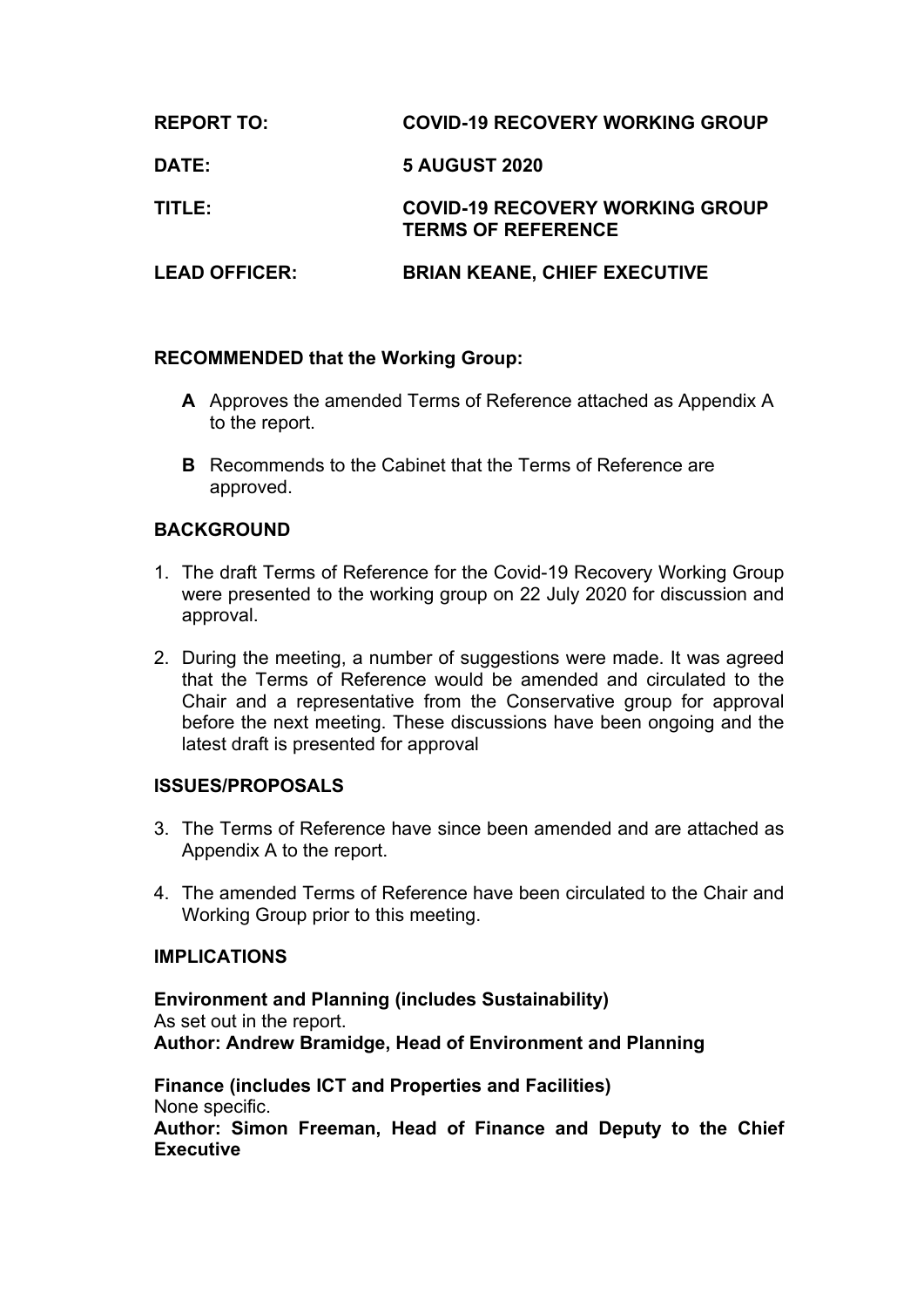**REPORT TO:** **COVID-19 RECOVERY WORKING GROUP**

**DATE:** **5 AUGUST 2020**

**TITLE:** **COVID-19 RECOVERY WORKING GROUP TERMS OF REFERENCE**

**LEAD OFFICER:** **BRIAN KEANE, CHIEF EXECUTIVE**

**RECOMMENDED that the Working Group:**

- **A** Approves the amended Terms of Reference attached as Appendix A to the report.
- **B** Recommends to the Cabinet that the Terms of Reference are approved.

## BACKGROUND

1. The draft Terms of Reference for the Covid-19 Recovery Working Group were presented to the working group on 22 July 2020 for discussion and approval.
2. During the meeting, a number of suggestions were made. It was agreed that the Terms of Reference would be amended and circulated to the Chair and a representative from the Conservative group for approval before the next meeting. These discussions have been ongoing and the latest draft is presented for approval

## ISSUES/PROPOSALS

3. The Terms of Reference have since been amended and are attached as Appendix A to the report.
4. The amended Terms of Reference have been circulated to the Chair and Working Group prior to this meeting.

## IMPLICATIONS

**Environment and Planning (includes Sustainability)**
As set out in the report.
**Author: Andrew Bramidge, Head of Environment and Planning**

**Finance (includes ICT and Properties and Facilities)**
None specific.
**Author: Simon Freeman, Head of Finance and Deputy to the Chief Executive**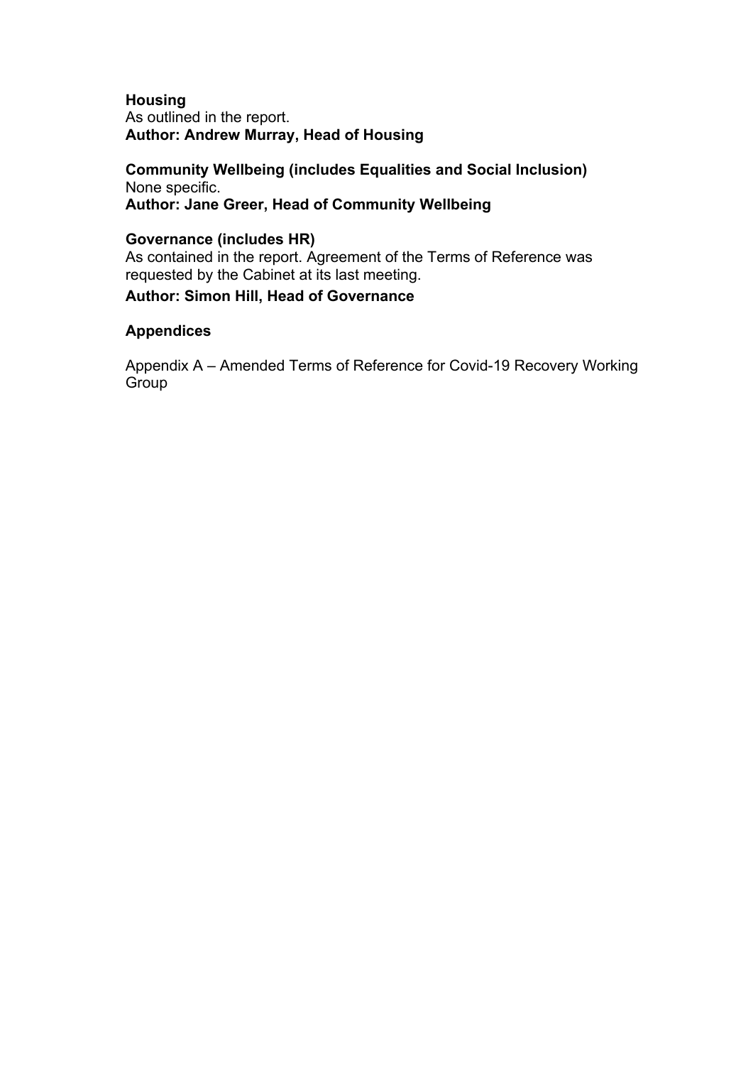**Housing**
As outlined in the report.
**Author: Andrew Murray, Head of Housing**

**Community Wellbeing (includes Equalities and Social Inclusion)**
None specific.
**Author: Jane Greer, Head of Community Wellbeing**

**Governance (includes HR)**
As contained in the report. Agreement of the Terms of Reference was requested by the Cabinet at its last meeting.
**Author: Simon Hill, Head of Governance**

**Appendices**

Appendix A – Amended Terms of Reference for Covid-19 Recovery Working Group